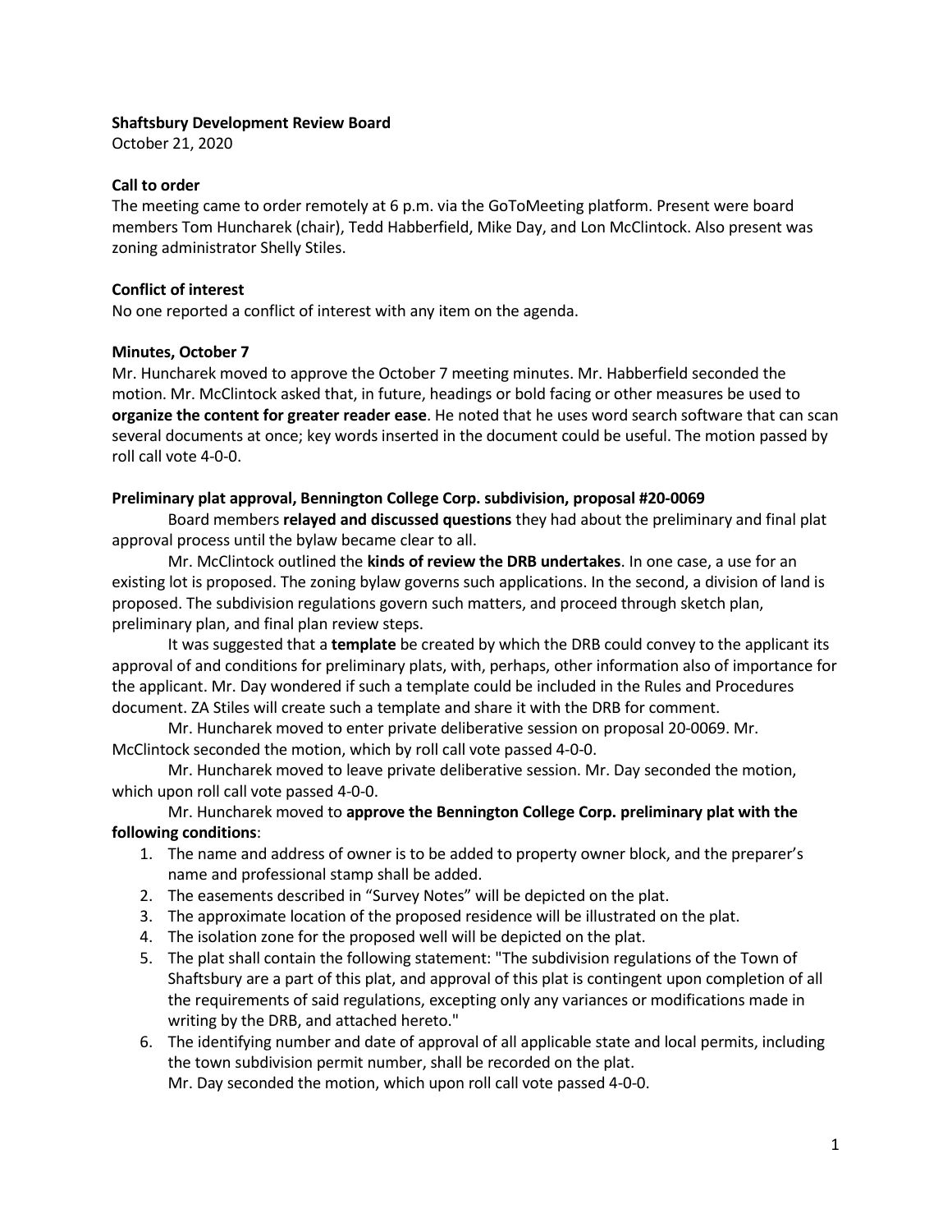**Shaftsbury Development Review Board**
October 21, 2020

**Call to order**
The meeting came to order remotely at 6 p.m. via the GoToMeeting platform. Present were board members Tom Huncharek (chair), Tedd Habberfield, Mike Day, and Lon McClintock. Also present was zoning administrator Shelly Stiles.

**Conflict of interest**
No one reported a conflict of interest with any item on the agenda.

**Minutes, October 7**
Mr. Huncharek moved to approve the October 7 meeting minutes. Mr. Habberfield seconded the motion. Mr. McClintock asked that, in future, headings or bold facing or other measures be used to **organize the content for greater reader ease**. He noted that he uses word search software that can scan several documents at once; key words inserted in the document could be useful. The motion passed by roll call vote 4-0-0.

**Preliminary plat approval, Bennington College Corp. subdivision, proposal #20-0069**

Board members **relayed and discussed questions** they had about the preliminary and final plat approval process until the bylaw became clear to all.

Mr. McClintock outlined the **kinds of review the DRB undertakes**. In one case, a use for an existing lot is proposed. The zoning bylaw governs such applications. In the second, a division of land is proposed. The subdivision regulations govern such matters, and proceed through sketch plan, preliminary plan, and final plan review steps.

It was suggested that a **template** be created by which the DRB could convey to the applicant its approval of and conditions for preliminary plats, with, perhaps, other information also of importance for the applicant. Mr. Day wondered if such a template could be included in the Rules and Procedures document. ZA Stiles will create such a template and share it with the DRB for comment.

Mr. Huncharek moved to enter private deliberative session on proposal 20-0069. Mr. McClintock seconded the motion, which by roll call vote passed 4-0-0.

Mr. Huncharek moved to leave private deliberative session. Mr. Day seconded the motion, which upon roll call vote passed 4-0-0.

Mr. Huncharek moved to **approve the Bennington College Corp. preliminary plat with the following conditions**:

1. The name and address of owner is to be added to property owner block, and the preparer's name and professional stamp shall be added.
2. The easements described in "Survey Notes" will be depicted on the plat.
3. The approximate location of the proposed residence will be illustrated on the plat.
4. The isolation zone for the proposed well will be depicted on the plat.
5. The plat shall contain the following statement: "The subdivision regulations of the Town of Shaftsbury are a part of this plat, and approval of this plat is contingent upon completion of all the requirements of said regulations, excepting only any variances or modifications made in writing by the DRB, and attached hereto."
6. The identifying number and date of approval of all applicable state and local permits, including the town subdivision permit number, shall be recorded on the plat.

Mr. Day seconded the motion, which upon roll call vote passed 4-0-0.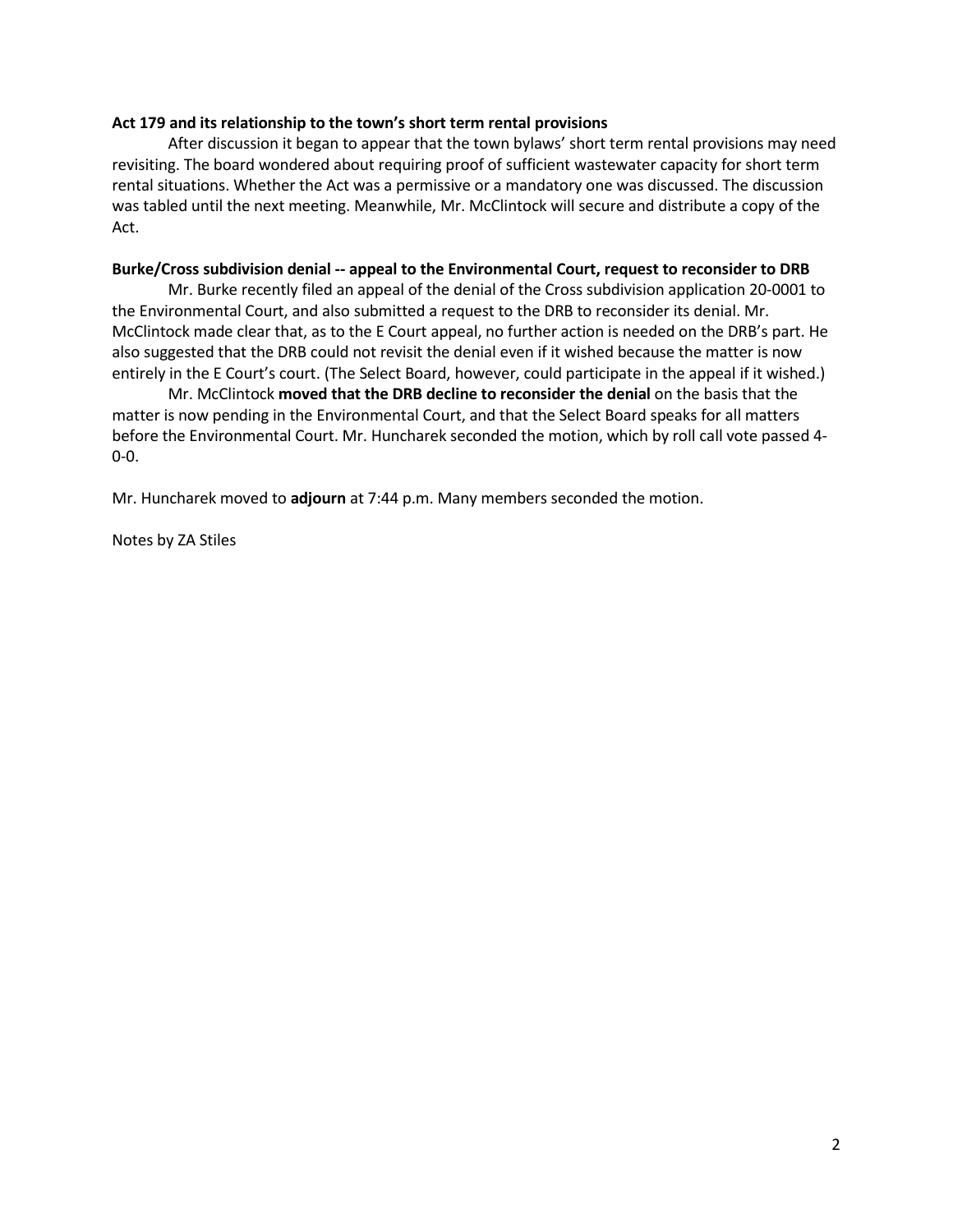**Act 179 and its relationship to the town's short term rental provisions**

After discussion it began to appear that the town bylaws' short term rental provisions may need revisiting. The board wondered about requiring proof of sufficient wastewater capacity for short term rental situations. Whether the Act was a permissive or a mandatory one was discussed. The discussion was tabled until the next meeting. Meanwhile, Mr. McClintock will secure and distribute a copy of the Act.

**Burke/Cross subdivision denial -- appeal to the Environmental Court, request to reconsider to DRB**

Mr. Burke recently filed an appeal of the denial of the Cross subdivision application 20-0001 to the Environmental Court, and also submitted a request to the DRB to reconsider its denial. Mr. McClintock made clear that, as to the E Court appeal, no further action is needed on the DRB's part. He also suggested that the DRB could not revisit the denial even if it wished because the matter is now entirely in the E Court's court. (The Select Board, however, could participate in the appeal if it wished.)

Mr. McClintock **moved that the DRB decline to reconsider the denial** on the basis that the matter is now pending in the Environmental Court, and that the Select Board speaks for all matters before the Environmental Court. Mr. Huncharek seconded the motion, which by roll call vote passed 4-0-0.

Mr. Huncharek moved to **adjourn** at 7:44 p.m. Many members seconded the motion.

Notes by ZA Stiles